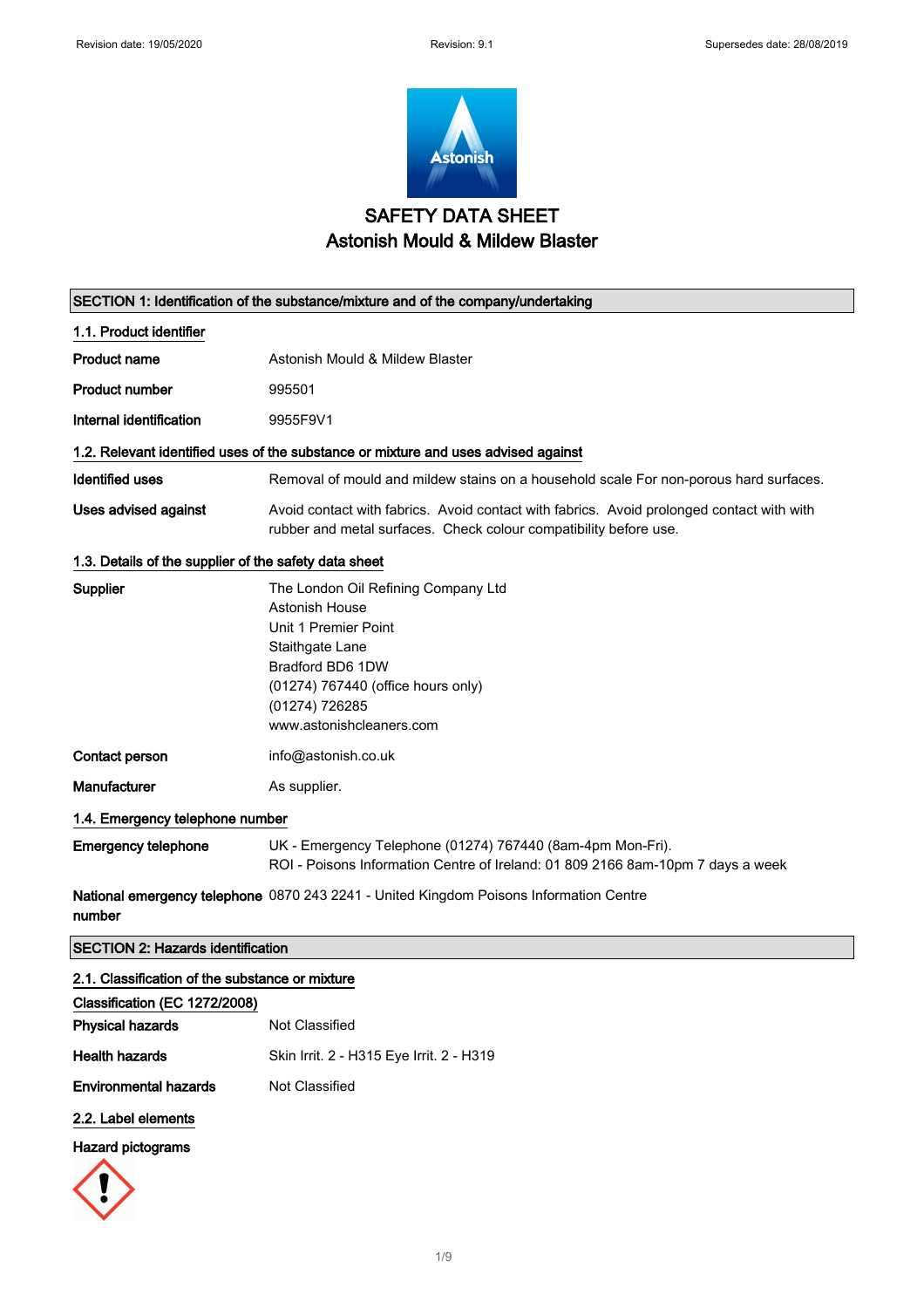Revision date: 19/05/2020 Revision: 9.1 Supersedes date: 28/08/2019

# SAFETY DATA SHEET
## Astonish Mould & Mildew Blaster

### SECTION 1: Identification of the substance/mixture and of the company/undertaking

#### 1.1. Product identifier

**Product name** Astonish Mould & Mildew Blaster

**Product number** 995501

**Internal identification** 9955F9V1

#### 1.2. Relevant identified uses of the substance or mixture and uses advised against

**Identified uses** Removal of mould and mildew stains on a household scale For non-porous hard surfaces.

**Uses advised against** Avoid contact with fabrics. Avoid contact with fabrics. Avoid prolonged contact with with rubber and metal surfaces. Check colour compatibility before use.

#### 1.3. Details of the supplier of the safety data sheet

**Supplier**
The London Oil Refining Company Ltd
Astonish House
Unit 1 Premier Point
Staithgate Lane
Bradford BD6 1DW
(01274) 767440 (office hours only)
(01274) 726285
www.astonishcleaners.com

**Contact person** info@astonish.co.uk

**Manufacturer** As supplier.

#### 1.4. Emergency telephone number

**Emergency telephone**
UK - Emergency Telephone (01274) 767440 (8am-4pm Mon-Fri).
ROI - Poisons Information Centre of Ireland: 01 809 2166 8am-10pm 7 days a week

**National emergency telephone number** 0870 243 2241 - United Kingdom Poisons Information Centre

### SECTION 2: Hazards identification

#### 2.1. Classification of the substance or mixture

**Classification (EC 1272/2008)**

**Physical hazards** Not Classified

**Health hazards** Skin Irrit. 2 - H315 Eye Irrit. 2 - H319

**Environmental hazards** Not Classified

#### 2.2. Label elements

**Hazard pictograms**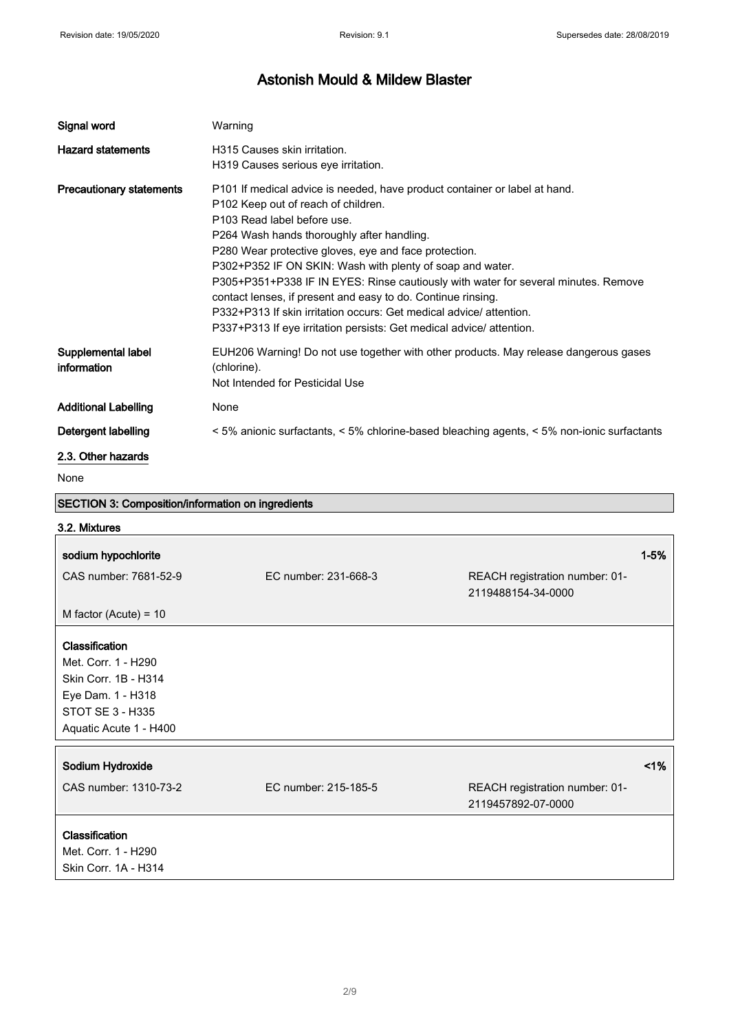| | |
|---|---|
| **Signal word** | Warning |
| **Hazard statements** | H315 Causes skin irritation.<br>H319 Causes serious eye irritation. |
| **Precautionary statements** | P101 If medical advice is needed, have product container or label at hand.<br>P102 Keep out of reach of children.<br>P103 Read label before use.<br>P264 Wash hands thoroughly after handling.<br>P280 Wear protective gloves, eye and face protection.<br>P302+P352 IF ON SKIN: Wash with plenty of soap and water.<br>P305+P351+P338 IF IN EYES: Rinse cautiously with water for several minutes. Remove contact lenses, if present and easy to do. Continue rinsing.<br>P332+P313 If skin irritation occurs: Get medical advice/ attention.<br>P337+P313 If eye irritation persists: Get medical advice/ attention. |
| **Supplemental label information** | EUH206 Warning! Do not use together with other products. May release dangerous gases (chlorine).<br>Not Intended for Pesticidal Use |
| **Additional Labelling** | None |
| **Detergent labelling** | < 5% anionic surfactants, < 5% chlorine-based bleaching agents, < 5% non-ionic surfactants |

### 2.3. Other hazards

None

## SECTION 3: Composition/information on ingredients

### 3.2. Mixtures

**sodium hypochlorite** — 1-5%

CAS number: 7681-52-9 | EC number: 231-668-3 | REACH registration number: 01-2119488154-34-0000

M factor (Acute) = 10

**Classification**

Met. Corr. 1 - H290
Skin Corr. 1B - H314
Eye Dam. 1 - H318
STOT SE 3 - H335
Aquatic Acute 1 - H400

**Sodium Hydroxide** — <1%

CAS number: 1310-73-2 | EC number: 215-185-5 | REACH registration number: 01-2119457892-07-0000

**Classification**

Met. Corr. 1 - H290
Skin Corr. 1A - H314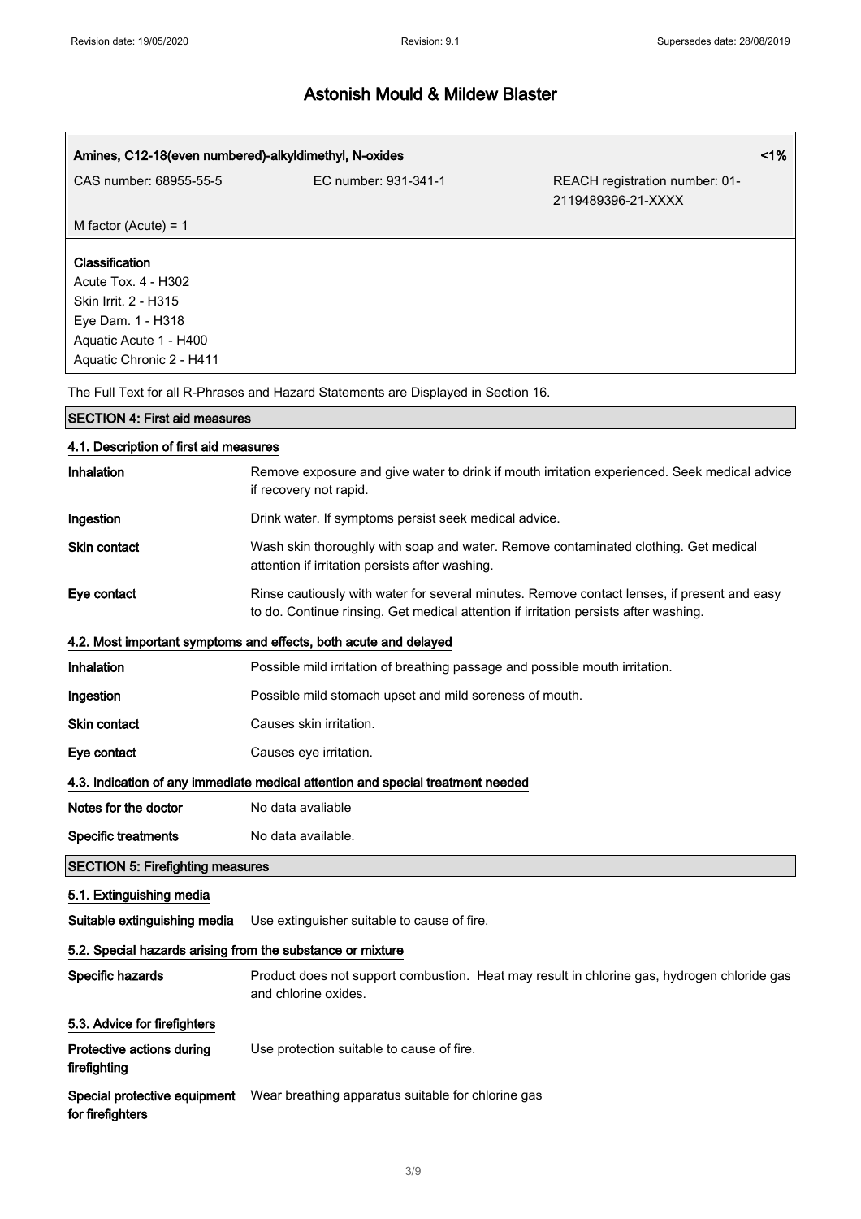# Astonish Mould & Mildew Blaster

| Amines, C12-18(even numbered)-alkyldimethyl, N-oxides | | <1% |
|---|---|---|
| CAS number: 68955-55-5 | EC number: 931-341-1 | REACH registration number: 01-2119489396-21-XXXX |
| M factor (Acute) = 1 | | |

**Classification**
Acute Tox. 4 - H302
Skin Irrit. 2 - H315
Eye Dam. 1 - H318
Aquatic Acute 1 - H400
Aquatic Chronic 2 - H411

The Full Text for all R-Phrases and Hazard Statements are Displayed in Section 16.

## SECTION 4: First aid measures

### 4.1. Description of first aid measures

| | |
|---|---|
| **Inhalation** | Remove exposure and give water to drink if mouth irritation experienced. Seek medical advice if recovery not rapid. |
| **Ingestion** | Drink water. If symptoms persist seek medical advice. |
| **Skin contact** | Wash skin thoroughly with soap and water. Remove contaminated clothing. Get medical attention if irritation persists after washing. |
| **Eye contact** | Rinse cautiously with water for several minutes. Remove contact lenses, if present and easy to do. Continue rinsing. Get medical attention if irritation persists after washing. |

### 4.2. Most important symptoms and effects, both acute and delayed

| | |
|---|---|
| **Inhalation** | Possible mild irritation of breathing passage and possible mouth irritation. |
| **Ingestion** | Possible mild stomach upset and mild soreness of mouth. |
| **Skin contact** | Causes skin irritation. |
| **Eye contact** | Causes eye irritation. |

### 4.3. Indication of any immediate medical attention and special treatment needed

| | |
|---|---|
| **Notes for the doctor** | No data avaliable |
| **Specific treatments** | No data available. |

## SECTION 5: Firefighting measures

### 5.1. Extinguishing media

| | |
|---|---|
| **Suitable extinguishing media** | Use extinguisher suitable to cause of fire. |

### 5.2. Special hazards arising from the substance or mixture

| | |
|---|---|
| **Specific hazards** | Product does not support combustion. Heat may result in chlorine gas, hydrogen chloride gas and chlorine oxides. |

### 5.3. Advice for firefighters

| | |
|---|---|
| **Protective actions during firefighting** | Use protection suitable to cause of fire. |
| **Special protective equipment for firefighters** | Wear breathing apparatus suitable for chlorine gas |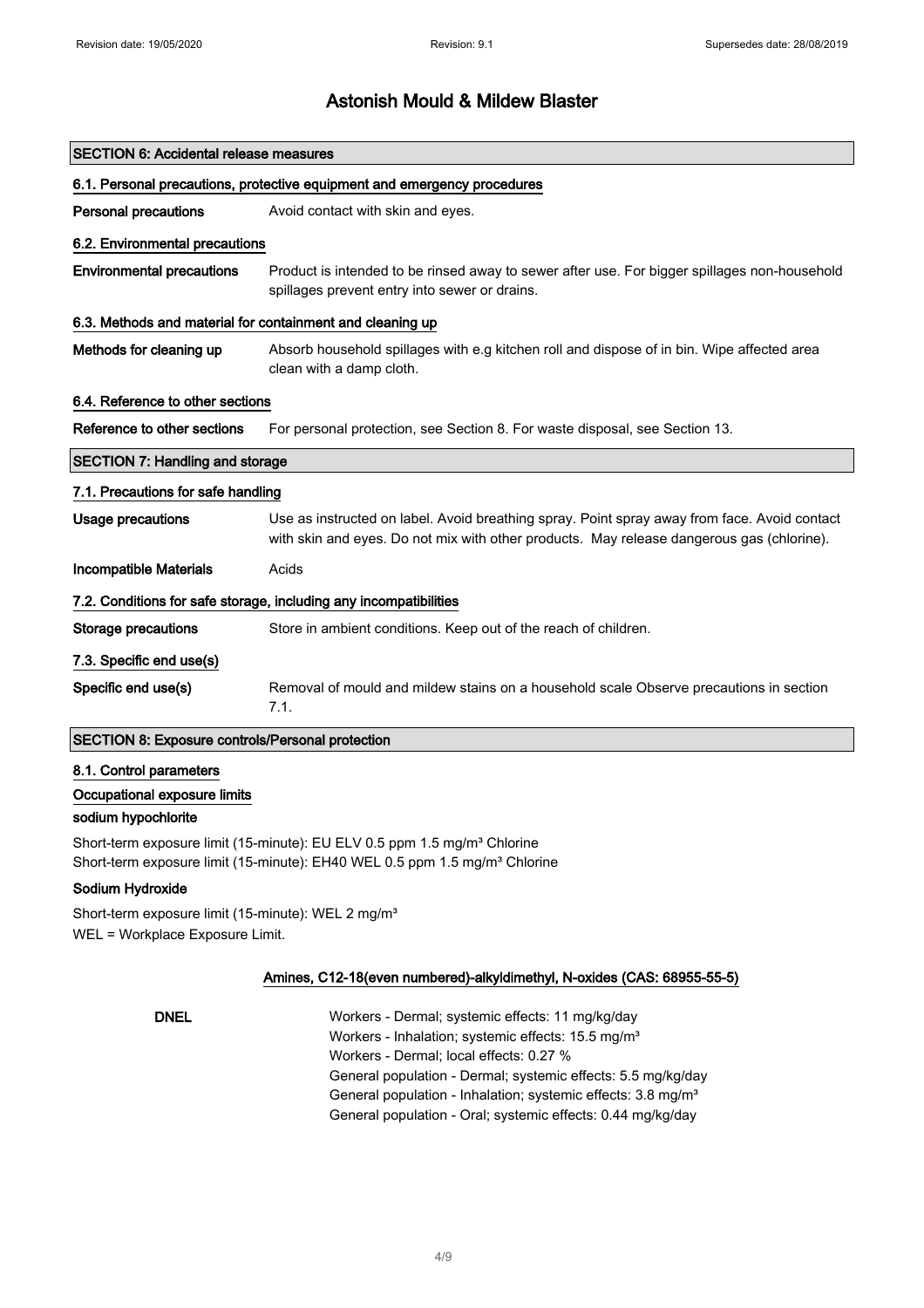# Astonish Mould & Mildew Blaster

## SECTION 6: Accidental release measures

### 6.1. Personal precautions, protective equipment and emergency procedures

**Personal precautions** Avoid contact with skin and eyes.

### 6.2. Environmental precautions

**Environmental precautions** Product is intended to be rinsed away to sewer after use. For bigger spillages non-household spillages prevent entry into sewer or drains.

### 6.3. Methods and material for containment and cleaning up

**Methods for cleaning up** Absorb household spillages with e.g kitchen roll and dispose of in bin. Wipe affected area clean with a damp cloth.

### 6.4. Reference to other sections

**Reference to other sections** For personal protection, see Section 8. For waste disposal, see Section 13.

## SECTION 7: Handling and storage

### 7.1. Precautions for safe handling

**Usage precautions** Use as instructed on label. Avoid breathing spray. Point spray away from face. Avoid contact with skin and eyes. Do not mix with other products. May release dangerous gas (chlorine).

**Incompatible Materials** Acids

### 7.2. Conditions for safe storage, including any incompatibilities

**Storage precautions** Store in ambient conditions. Keep out of the reach of children.

### 7.3. Specific end use(s)

**Specific end use(s)** Removal of mould and mildew stains on a household scale Observe precautions in section 7.1.

## SECTION 8: Exposure controls/Personal protection

### 8.1. Control parameters

**Occupational exposure limits**

**sodium hypochlorite**

Short-term exposure limit (15-minute): EU ELV 0.5 ppm 1.5 mg/m³ Chlorine
Short-term exposure limit (15-minute): EH40 WEL 0.5 ppm 1.5 mg/m³ Chlorine

**Sodium Hydroxide**

Short-term exposure limit (15-minute): WEL 2 mg/m³
WEL = Workplace Exposure Limit.

**Amines, C12-18(even numbered)-alkyldimethyl, N-oxides (CAS: 68955-55-5)**

**DNEL**
Workers - Dermal; systemic effects: 11 mg/kg/day
Workers - Inhalation; systemic effects: 15.5 mg/m³
Workers - Dermal; local effects: 0.27 %
General population - Dermal; systemic effects: 5.5 mg/kg/day
General population - Inhalation; systemic effects: 3.8 mg/m³
General population - Oral; systemic effects: 0.44 mg/kg/day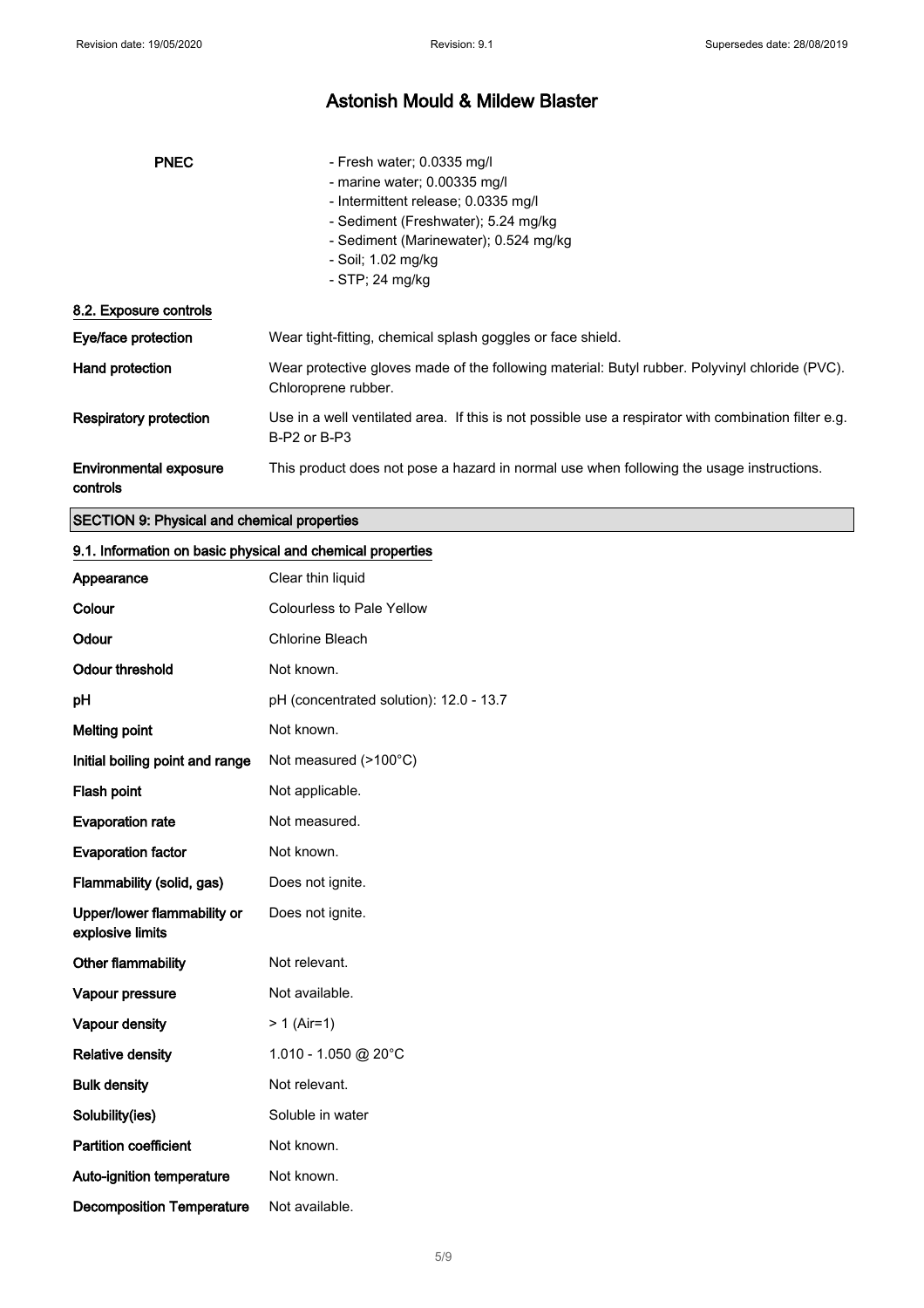# Astonish Mould & Mildew Blaster

| | |
|---|---|
| **PNEC** | - Fresh water; 0.0335 mg/l<br>- marine water; 0.00335 mg/l<br>- Intermittent release; 0.0335 mg/l<br>- Sediment (Freshwater); 5.24 mg/kg<br>- Sediment (Marinewater); 0.524 mg/kg<br>- Soil; 1.02 mg/kg<br>- STP; 24 mg/kg |

### 8.2. Exposure controls

| | |
|---|---|
| **Eye/face protection** | Wear tight-fitting, chemical splash goggles or face shield. |
| **Hand protection** | Wear protective gloves made of the following material: Butyl rubber. Polyvinyl chloride (PVC). Chloroprene rubber. |
| **Respiratory protection** | Use in a well ventilated area. If this is not possible use a respirator with combination filter e.g. B-P2 or B-P3 |
| **Environmental exposure controls** | This product does not pose a hazard in normal use when following the usage instructions. |

## SECTION 9: Physical and chemical properties

### 9.1. Information on basic physical and chemical properties

| | |
|---|---|
| **Appearance** | Clear thin liquid |
| **Colour** | Colourless to Pale Yellow |
| **Odour** | Chlorine Bleach |
| **Odour threshold** | Not known. |
| **pH** | pH (concentrated solution): 12.0 - 13.7 |
| **Melting point** | Not known. |
| **Initial boiling point and range** | Not measured (>100°C) |
| **Flash point** | Not applicable. |
| **Evaporation rate** | Not measured. |
| **Evaporation factor** | Not known. |
| **Flammability (solid, gas)** | Does not ignite. |
| **Upper/lower flammability or explosive limits** | Does not ignite. |
| **Other flammability** | Not relevant. |
| **Vapour pressure** | Not available. |
| **Vapour density** | > 1 (Air=1) |
| **Relative density** | 1.010 - 1.050 @ 20°C |
| **Bulk density** | Not relevant. |
| **Solubility(ies)** | Soluble in water |
| **Partition coefficient** | Not known. |
| **Auto-ignition temperature** | Not known. |
| **Decomposition Temperature** | Not available. |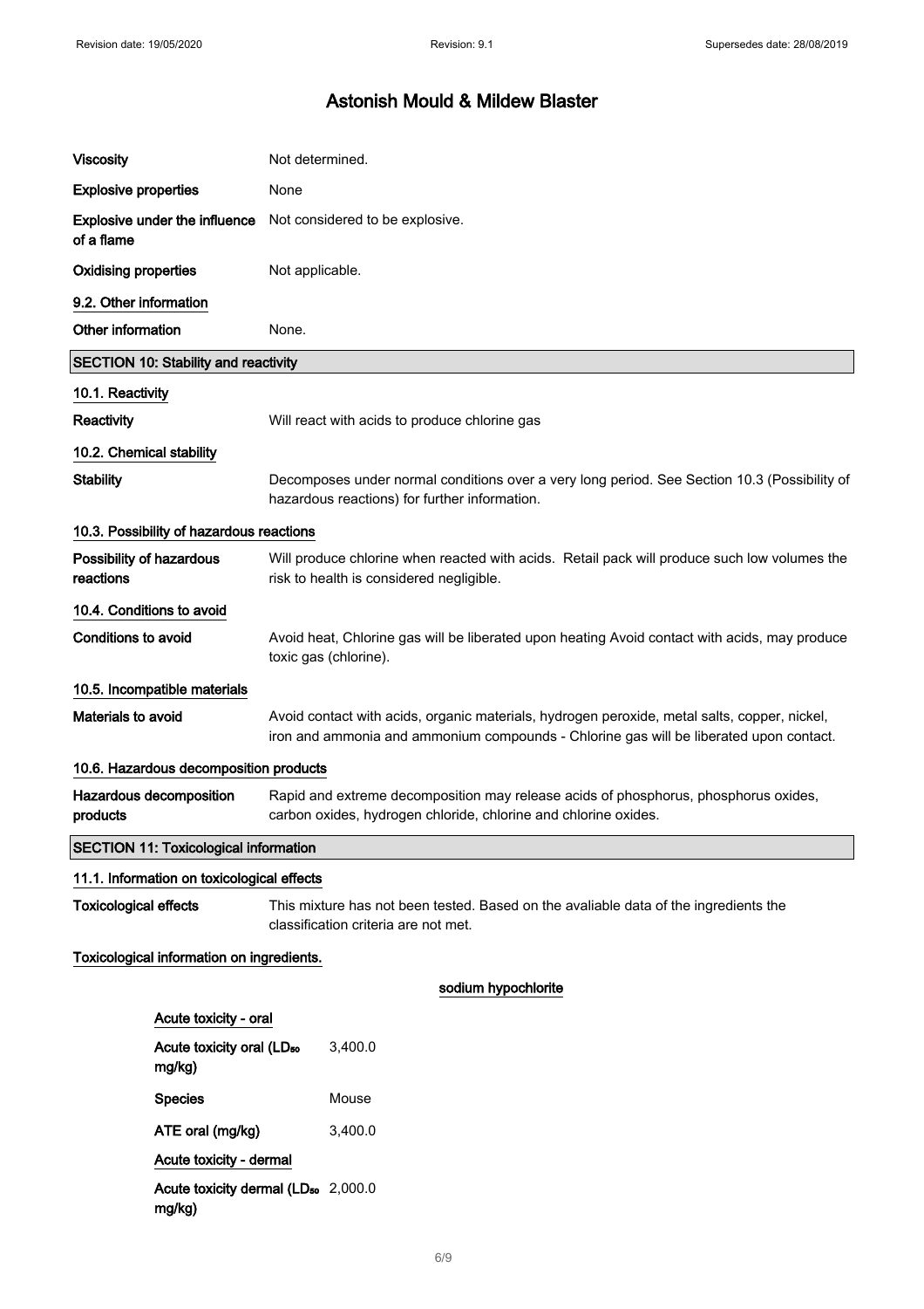# Astonish Mould & Mildew Blaster

| | |
|---|---|
| **Viscosity** | Not determined. |
| **Explosive properties** | None |
| **Explosive under the influence of a flame** | Not considered to be explosive. |
| **Oxidising properties** | Not applicable. |

**9.2. Other information**

| | |
|---|---|
| **Other information** | None. |

## SECTION 10: Stability and reactivity

**10.1. Reactivity**

| | |
|---|---|
| **Reactivity** | Will react with acids to produce chlorine gas |

**10.2. Chemical stability**

| | |
|---|---|
| **Stability** | Decomposes under normal conditions over a very long period. See Section 10.3 (Possibility of hazardous reactions) for further information. |

**10.3. Possibility of hazardous reactions**

| | |
|---|---|
| **Possibility of hazardous reactions** | Will produce chlorine when reacted with acids. Retail pack will produce such low volumes the risk to health is considered negligible. |

**10.4. Conditions to avoid**

| | |
|---|---|
| **Conditions to avoid** | Avoid heat, Chlorine gas will be liberated upon heating Avoid contact with acids, may produce toxic gas (chlorine). |

**10.5. Incompatible materials**

| | |
|---|---|
| **Materials to avoid** | Avoid contact with acids, organic materials, hydrogen peroxide, metal salts, copper, nickel, iron and ammonia and ammonium compounds - Chlorine gas will be liberated upon contact. |

**10.6. Hazardous decomposition products**

| | |
|---|---|
| **Hazardous decomposition products** | Rapid and extreme decomposition may release acids of phosphorus, phosphorus oxides, carbon oxides, hydrogen chloride, chlorine and chlorine oxides. |

## SECTION 11: Toxicological information

**11.1. Information on toxicological effects**

| | |
|---|---|
| **Toxicological effects** | This mixture has not been tested. Based on the avaliable data of the ingredients the classification criteria are not met. |

**Toxicological information on ingredients.**

**sodium hypochlorite**

**Acute toxicity - oral**

| | |
|---|---|
| **Acute toxicity oral ($LD_{50}$ mg/kg)** | 3,400.0 |
| **Species** | Mouse |
| **ATE oral (mg/kg)** | 3,400.0 |

**Acute toxicity - dermal**

| | |
|---|---|
| **Acute toxicity dermal ($LD_{50}$ mg/kg)** | 2,000.0 |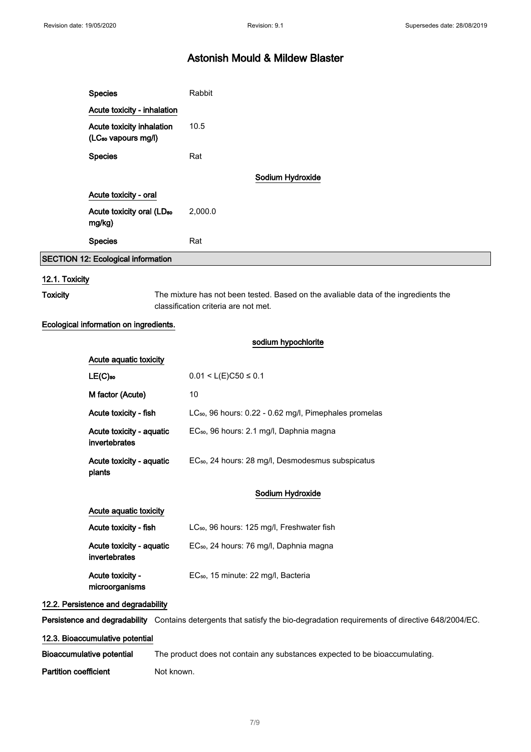| | |
|---|---|
| Species | Rabbit |
| **Acute toxicity - inhalation** | |
| Acute toxicity inhalation ($LC_{50}$ vapours mg/l) | 10.5 |
| Species | Rat |

**Sodium Hydroxide**

| | |
|---|---|
| **Acute toxicity - oral** | |
| Acute toxicity oral ($LD_{50}$ mg/kg) | 2,000.0 |
| Species | Rat |

## SECTION 12: Ecological information

### 12.1. Toxicity

**Toxicity** The mixture has not been tested. Based on the avaliable data of the ingredients the classification criteria are not met.

**Ecological information on ingredients.**

**sodium hypochlorite**

| | |
|---|---|
| **Acute aquatic toxicity** | |
| $LE(C)_{50}$ | $0.01 < L(E)C50 \leq 0.1$ |
| M factor (Acute) | 10 |
| Acute toxicity - fish | $LC_{50}$, 96 hours: 0.22 - 0.62 mg/l, Pimephales promelas |
| Acute toxicity - aquatic invertebrates | $EC_{50}$, 96 hours: 2.1 mg/l, Daphnia magna |
| Acute toxicity - aquatic plants | $EC_{50}$, 24 hours: 28 mg/l, Desmodesmus subspicatus |

**Sodium Hydroxide**

| | |
|---|---|
| **Acute aquatic toxicity** | |
| Acute toxicity - fish | $LC_{50}$, 96 hours: 125 mg/l, Freshwater fish |
| Acute toxicity - aquatic invertebrates | $EC_{50}$, 24 hours: 76 mg/l, Daphnia magna |
| Acute toxicity - microorganisms | $EC_{50}$, 15 minute: 22 mg/l, Bacteria |

### 12.2. Persistence and degradability

**Persistence and degradability** Contains detergents that satisfy the bio-degradation requirements of directive 648/2004/EC.

### 12.3. Bioaccumulative potential

**Bioaccumulative potential** The product does not contain any substances expected to be bioaccumulating.

**Partition coefficient** Not known.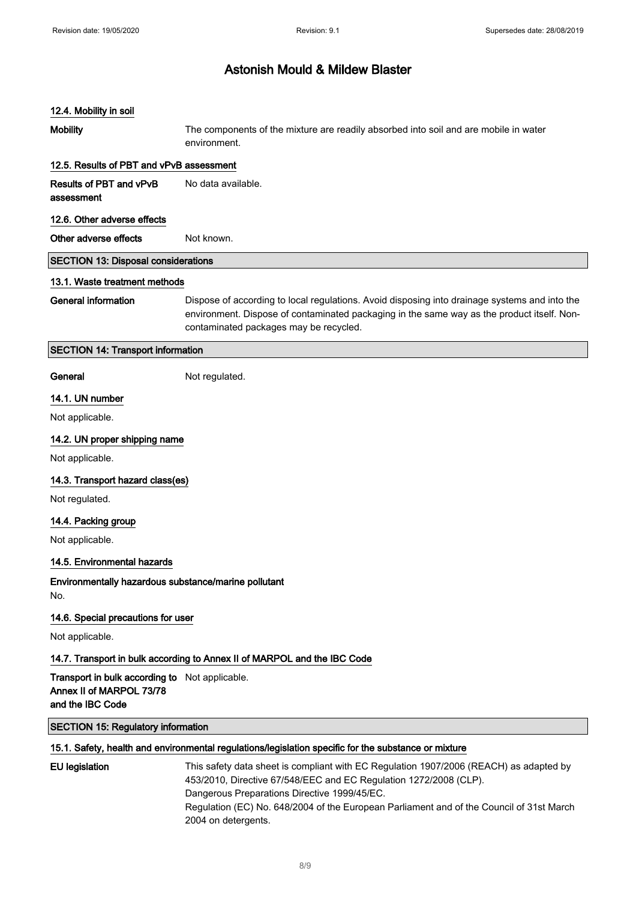### 12.4. Mobility in soil

**Mobility** The components of the mixture are readily absorbed into soil and are mobile in water environment.

### 12.5. Results of PBT and vPvB assessment

**Results of PBT and vPvB assessment** No data available.

### 12.6. Other adverse effects

**Other adverse effects** Not known.

## SECTION 13: Disposal considerations

### 13.1. Waste treatment methods

**General information** Dispose of according to local regulations. Avoid disposing into drainage systems and into the environment. Dispose of contaminated packaging in the same way as the product itself. Non-contaminated packages may be recycled.

## SECTION 14: Transport information

**General** Not regulated.

### 14.1. UN number

Not applicable.

### 14.2. UN proper shipping name

Not applicable.

### 14.3. Transport hazard class(es)

Not regulated.

### 14.4. Packing group

Not applicable.

### 14.5. Environmental hazards

**Environmentally hazardous substance/marine pollutant**

No.

### 14.6. Special precautions for user

Not applicable.

### 14.7. Transport in bulk according to Annex II of MARPOL and the IBC Code

**Transport in bulk according to Annex II of MARPOL 73/78 and the IBC Code** Not applicable.

## SECTION 15: Regulatory information

### 15.1. Safety, health and environmental regulations/legislation specific for the substance or mixture

**EU legislation** This safety data sheet is compliant with EC Regulation 1907/2006 (REACH) as adapted by 453/2010, Directive 67/548/EEC and EC Regulation 1272/2008 (CLP).
Dangerous Preparations Directive 1999/45/EC.
Regulation (EC) No. 648/2004 of the European Parliament and of the Council of 31st March 2004 on detergents.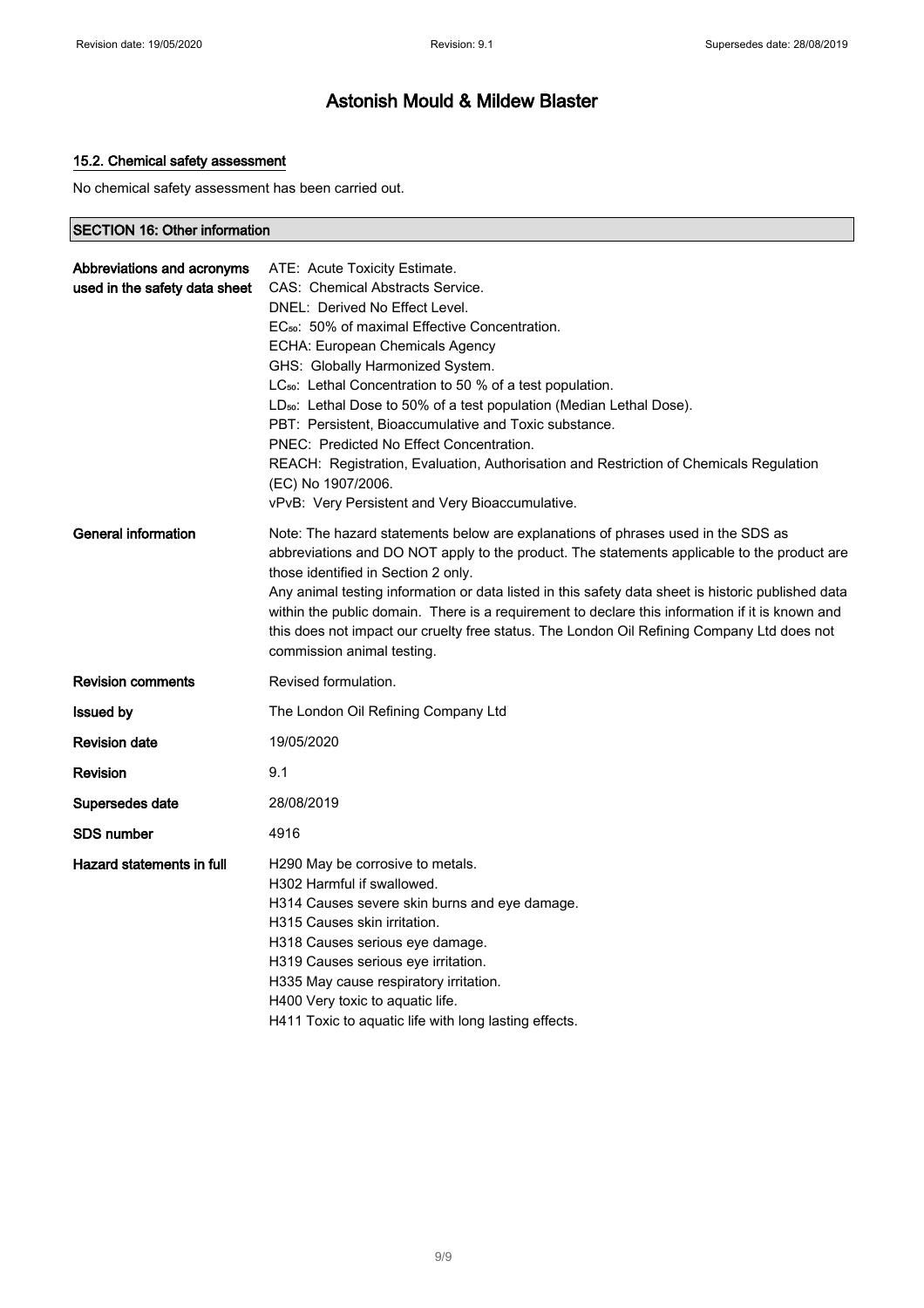## 15.2. Chemical safety assessment

No chemical safety assessment has been carried out.

## SECTION 16: Other information

| | |
|---|---|
| **Abbreviations and acronyms used in the safety data sheet** | ATE: Acute Toxicity Estimate.<br>CAS: Chemical Abstracts Service.<br>DNEL: Derived No Effect Level.<br>$EC_{50}$: 50% of maximal Effective Concentration.<br>ECHA: European Chemicals Agency<br>GHS: Globally Harmonized System.<br>$LC_{50}$: Lethal Concentration to 50 % of a test population.<br>$LD_{50}$: Lethal Dose to 50% of a test population (Median Lethal Dose).<br>PBT: Persistent, Bioaccumulative and Toxic substance.<br>PNEC: Predicted No Effect Concentration.<br>REACH: Registration, Evaluation, Authorisation and Restriction of Chemicals Regulation (EC) No 1907/2006.<br>vPvB: Very Persistent and Very Bioaccumulative. |
| **General information** | Note: The hazard statements below are explanations of phrases used in the SDS as abbreviations and DO NOT apply to the product. The statements applicable to the product are those identified in Section 2 only.<br>Any animal testing information or data listed in this safety data sheet is historic published data within the public domain. There is a requirement to declare this information if it is known and this does not impact our cruelty free status. The London Oil Refining Company Ltd does not commission animal testing. |
| **Revision comments** | Revised formulation. |
| **Issued by** | The London Oil Refining Company Ltd |
| **Revision date** | 19/05/2020 |
| **Revision** | 9.1 |
| **Supersedes date** | 28/08/2019 |
| **SDS number** | 4916 |
| **Hazard statements in full** | H290 May be corrosive to metals.<br>H302 Harmful if swallowed.<br>H314 Causes severe skin burns and eye damage.<br>H315 Causes skin irritation.<br>H318 Causes serious eye damage.<br>H319 Causes serious eye irritation.<br>H335 May cause respiratory irritation.<br>H400 Very toxic to aquatic life.<br>H411 Toxic to aquatic life with long lasting effects. |